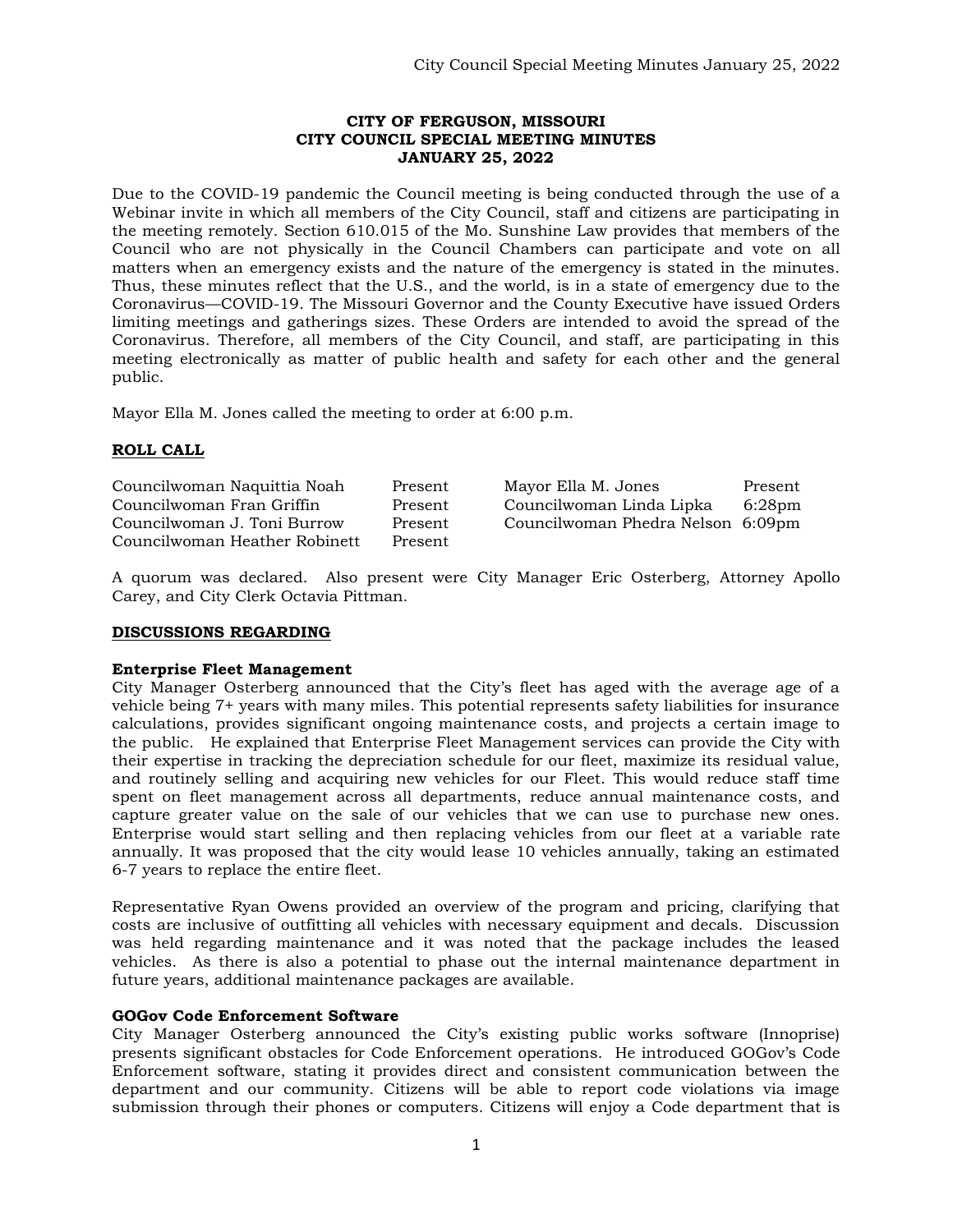**CITY OF FERGUSON, MISSOURI**
**CITY COUNCIL SPECIAL MEETING MINUTES**
**JANUARY 25, 2022**

Due to the COVID-19 pandemic the Council meeting is being conducted through the use of a Webinar invite in which all members of the City Council, staff and citizens are participating in the meeting remotely. Section 610.015 of the Mo. Sunshine Law provides that members of the Council who are not physically in the Council Chambers can participate and vote on all matters when an emergency exists and the nature of the emergency is stated in the minutes. Thus, these minutes reflect that the U.S., and the world, is in a state of emergency due to the Coronavirus—COVID-19. The Missouri Governor and the County Executive have issued Orders limiting meetings and gatherings sizes. These Orders are intended to avoid the spread of the Coronavirus. Therefore, all members of the City Council, and staff, are participating in this meeting electronically as matter of public health and safety for each other and the general public.

Mayor Ella M. Jones called the meeting to order at 6:00 p.m.

**ROLL CALL**

| | | | |
|---|---|---|---|
| Councilwoman Naquittia Noah | Present | Mayor Ella M. Jones | Present |
| Councilwoman Fran Griffin | Present | Councilwoman Linda Lipka | 6:28pm |
| Councilwoman J. Toni Burrow | Present | Councilwoman Phedra Nelson | 6:09pm |
| Councilwoman Heather Robinett | Present | | |

A quorum was declared. Also present were City Manager Eric Osterberg, Attorney Apollo Carey, and City Clerk Octavia Pittman.

**DISCUSSIONS REGARDING**

**Enterprise Fleet Management**

City Manager Osterberg announced that the City's fleet has aged with the average age of a vehicle being 7+ years with many miles. This potential represents safety liabilities for insurance calculations, provides significant ongoing maintenance costs, and projects a certain image to the public. He explained that Enterprise Fleet Management services can provide the City with their expertise in tracking the depreciation schedule for our fleet, maximize its residual value, and routinely selling and acquiring new vehicles for our Fleet. This would reduce staff time spent on fleet management across all departments, reduce annual maintenance costs, and capture greater value on the sale of our vehicles that we can use to purchase new ones. Enterprise would start selling and then replacing vehicles from our fleet at a variable rate annually. It was proposed that the city would lease 10 vehicles annually, taking an estimated 6-7 years to replace the entire fleet.

Representative Ryan Owens provided an overview of the program and pricing, clarifying that costs are inclusive of outfitting all vehicles with necessary equipment and decals. Discussion was held regarding maintenance and it was noted that the package includes the leased vehicles. As there is also a potential to phase out the internal maintenance department in future years, additional maintenance packages are available.

**GOGov Code Enforcement Software**

City Manager Osterberg announced the City's existing public works software (Innoprise) presents significant obstacles for Code Enforcement operations. He introduced GOGov's Code Enforcement software, stating it provides direct and consistent communication between the department and our community. Citizens will be able to report code violations via image submission through their phones or computers. Citizens will enjoy a Code department that is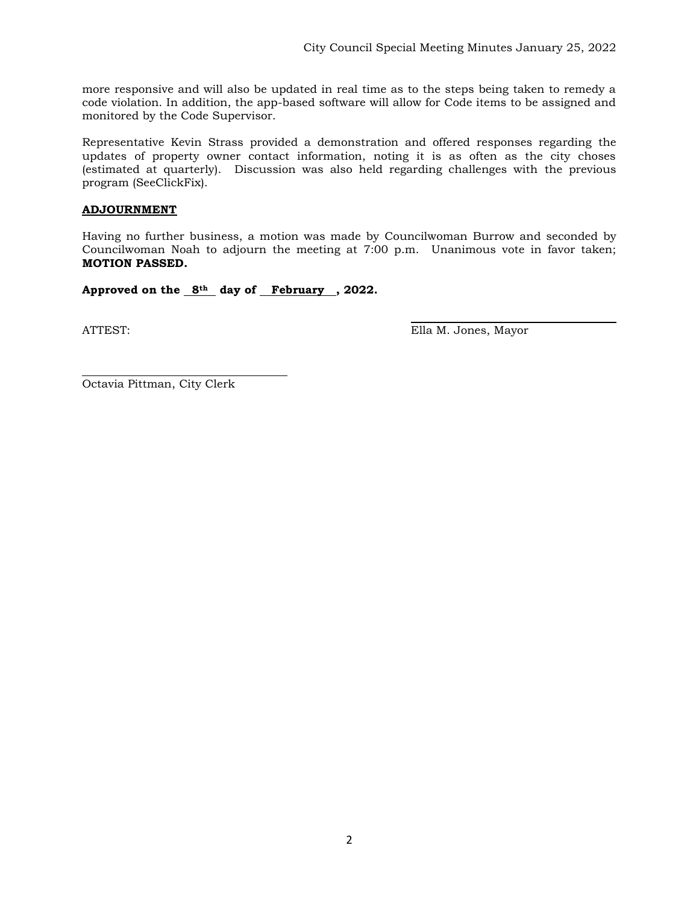more responsive and will also be updated in real time as to the steps being taken to remedy a code violation. In addition, the app-based software will allow for Code items to be assigned and monitored by the Code Supervisor.

Representative Kevin Strass provided a demonstration and offered responses regarding the updates of property owner contact information, noting it is as often as the city choses (estimated at quarterly). Discussion was also held regarding challenges with the previous program (SeeClickFix).

**ADJOURNMENT**

Having no further business, a motion was made by Councilwoman Burrow and seconded by Councilwoman Noah to adjourn the meeting at 7:00 p.m. Unanimous vote in favor taken; **MOTION PASSED.**

**Approved on the 8th day of February, 2022.**

ATTEST:

\_\_\_\_\_\_\_\_\_\_\_\_\_\_\_\_\_\_\_\_\_\_\_\_\_\_\_\_\_\_\_\_\_\_
Ella M. Jones, Mayor

\_\_\_\_\_\_\_\_\_\_\_\_\_\_\_\_\_\_\_\_\_\_\_\_\_\_\_\_\_\_\_\_\_\_
Octavia Pittman, City Clerk